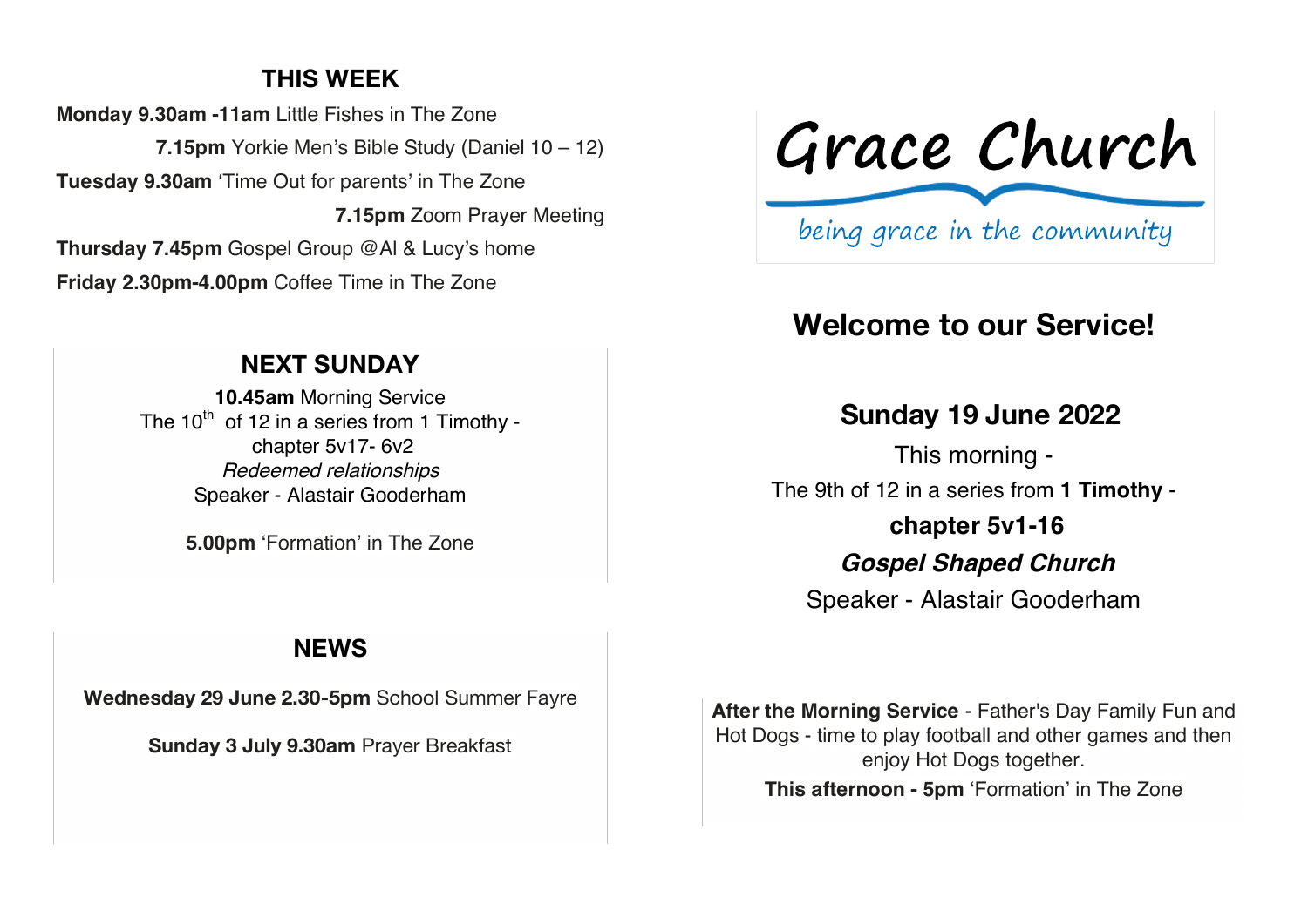## THIS WEEK

**Monday 9.30am -11am** Little Fishes in The Zone

**7.15pm** Yorkie Men's Bible Study (Daniel 10 – 12)

**Tuesday 9.30am** 'Time Out for parents' in The Zone

**7.15pm** Zoom Prayer Meeting

**Thursday 7.45pm** Gospel Group @Al & Lucy's home

**Friday 2.30pm-4.00pm** Coffee Time in The Zone

## NEXT SUNDAY

**10.45am** Morning Service
The 10th of 12 in a series from 1 Timothy - chapter 5v17- 6v2
*Redeemed relationships*
Speaker - Alastair Gooderham

**5.00pm** 'Formation' in The Zone

## NEWS

**Wednesday 29 June 2.30-5pm** School Summer Fayre

**Sunday 3 July 9.30am** Prayer Breakfast

# Grace Church

being grace in the community

## Welcome to our Service!

### Sunday 19 June 2022

This morning -
The 9th of 12 in a series from **1 Timothy** -
**chapter 5v1-16**
***Gospel Shaped Church***
Speaker - Alastair Gooderham

**After the Morning Service** - Father's Day Family Fun and Hot Dogs - time to play football and other games and then enjoy Hot Dogs together.

**This afternoon - 5pm** 'Formation' in The Zone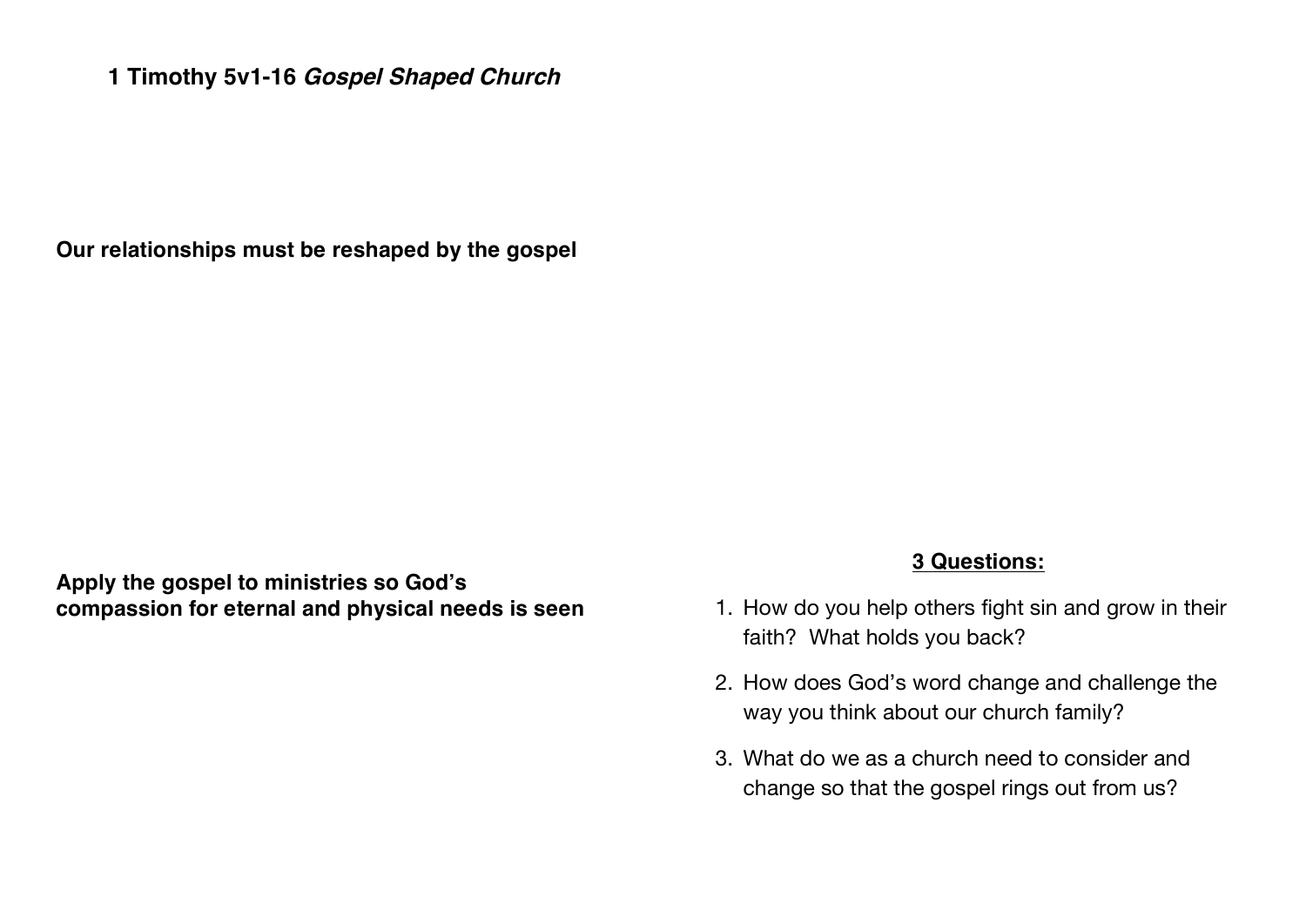# 1 Timothy 5v1-16 *Gospel Shaped Church*

**Our relationships must be reshaped by the gospel**

**Apply the gospel to ministries so God's compassion for eternal and physical needs is seen**

**3 Questions:**

1. How do you help others fight sin and grow in their faith? What holds you back?
2. How does God's word change and challenge the way you think about our church family?
3. What do we as a church need to consider and change so that the gospel rings out from us?